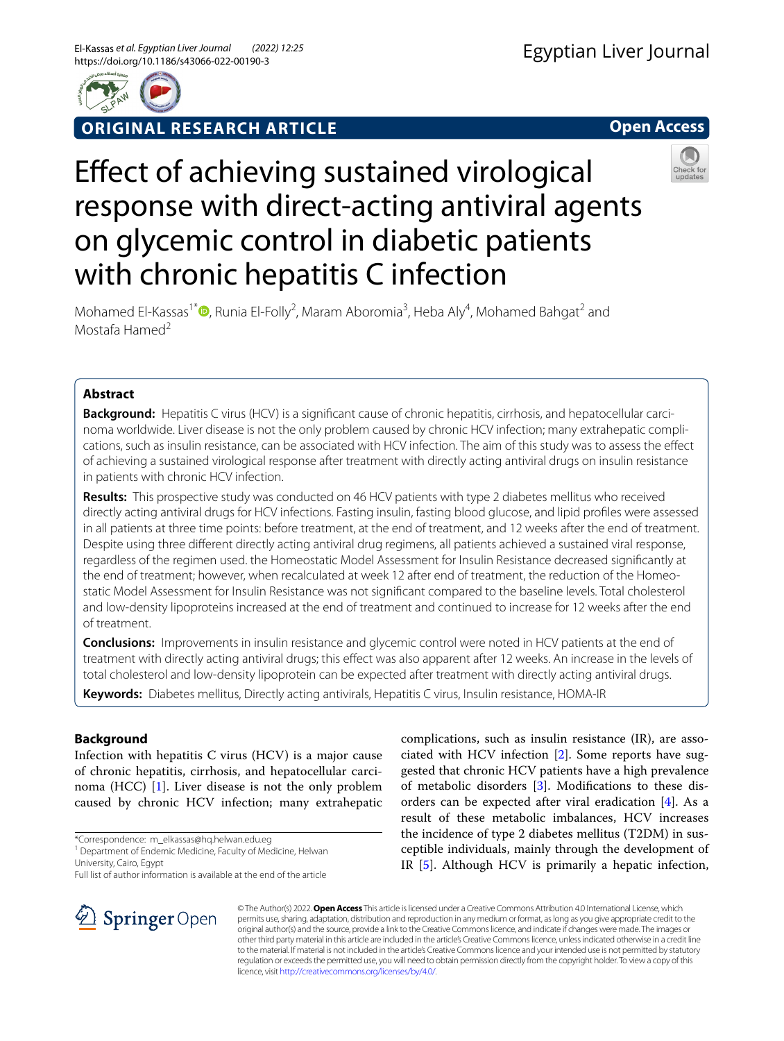ORIGINAL RESEARCH ARTICLE

Open Access

# Effect of achieving sustained virological response with direct-acting antiviral agents on glycemic control in diabetic patients with chronic hepatitis C infection

Mohamed El-Kassas[1*], Runia El-Folly[2], Maram Aboromia[3], Heba Aly[4], Mohamed Bahgat[2] and Mostafa Hamed[2]

## Abstract

**Background:** Hepatitis C virus (HCV) is a significant cause of chronic hepatitis, cirrhosis, and hepatocellular carcinoma worldwide. Liver disease is not the only problem caused by chronic HCV infection; many extrahepatic complications, such as insulin resistance, can be associated with HCV infection. The aim of this study was to assess the effect of achieving a sustained virological response after treatment with directly acting antiviral drugs on insulin resistance in patients with chronic HCV infection.

**Results:** This prospective study was conducted on 46 HCV patients with type 2 diabetes mellitus who received directly acting antiviral drugs for HCV infections. Fasting insulin, fasting blood glucose, and lipid profiles were assessed in all patients at three time points: before treatment, at the end of treatment, and 12 weeks after the end of treatment. Despite using three different directly acting antiviral drug regimens, all patients achieved a sustained viral response, regardless of the regimen used. the Homeostatic Model Assessment for Insulin Resistance decreased significantly at the end of treatment; however, when recalculated at week 12 after end of treatment, the reduction of the Homeostatic Model Assessment for Insulin Resistance was not significant compared to the baseline levels. Total cholesterol and low-density lipoproteins increased at the end of treatment and continued to increase for 12 weeks after the end of treatment.

**Conclusions:** Improvements in insulin resistance and glycemic control were noted in HCV patients at the end of treatment with directly acting antiviral drugs; this effect was also apparent after 12 weeks. An increase in the levels of total cholesterol and low-density lipoprotein can be expected after treatment with directly acting antiviral drugs.

**Keywords:** Diabetes mellitus, Directly acting antivirals, Hepatitis C virus, Insulin resistance, HOMA-IR

## Background

Infection with hepatitis C virus (HCV) is a major cause of chronic hepatitis, cirrhosis, and hepatocellular carcinoma (HCC) [1]. Liver disease is not the only problem caused by chronic HCV infection; many extrahepatic complications, such as insulin resistance (IR), are associated with HCV infection [2]. Some reports have suggested that chronic HCV patients have a high prevalence of metabolic disorders [3]. Modifications to these disorders can be expected after viral eradication [4]. As a result of these metabolic imbalances, HCV increases the incidence of type 2 diabetes mellitus (T2DM) in susceptible individuals, mainly through the development of IR [5]. Although HCV is primarily a hepatic infection,

*Correspondence: m_elkassas@hq.helwan.edu.eg

[1] Department of Endemic Medicine, Faculty of Medicine, Helwan University, Cairo, Egypt

Full list of author information is available at the end of the article

© The Author(s) 2022. **Open Access** This article is licensed under a Creative Commons Attribution 4.0 International License, which permits use, sharing, adaptation, distribution and reproduction in any medium or format, as long as you give appropriate credit to the original author(s) and the source, provide a link to the Creative Commons licence, and indicate if changes were made. The images or other third party material in this article are included in the article's Creative Commons licence, unless indicated otherwise in a credit line to the material. If material is not included in the article's Creative Commons licence and your intended use is not permitted by statutory regulation or exceeds the permitted use, you will need to obtain permission directly from the copyright holder. To view a copy of this licence, visit http://creativecommons.org/licenses/by/4.0/.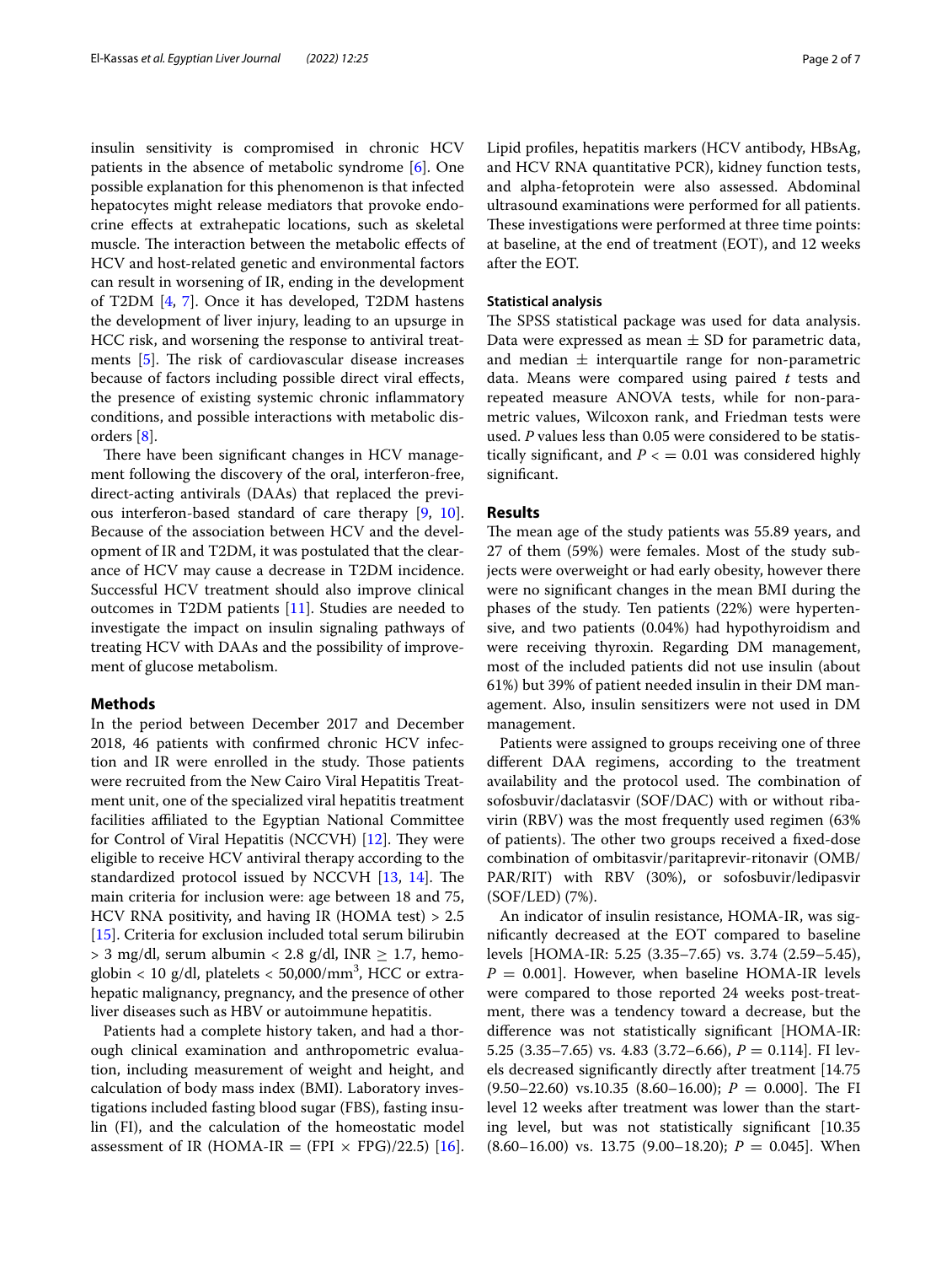insulin sensitivity is compromised in chronic HCV patients in the absence of metabolic syndrome [6]. One possible explanation for this phenomenon is that infected hepatocytes might release mediators that provoke endocrine effects at extrahepatic locations, such as skeletal muscle. The interaction between the metabolic effects of HCV and host-related genetic and environmental factors can result in worsening of IR, ending in the development of T2DM [4, 7]. Once it has developed, T2DM hastens the development of liver injury, leading to an upsurge in HCC risk, and worsening the response to antiviral treatments [5]. The risk of cardiovascular disease increases because of factors including possible direct viral effects, the presence of existing systemic chronic inflammatory conditions, and possible interactions with metabolic disorders [8].

There have been significant changes in HCV management following the discovery of the oral, interferon-free, direct-acting antivirals (DAAs) that replaced the previous interferon-based standard of care therapy [9, 10]. Because of the association between HCV and the development of IR and T2DM, it was postulated that the clearance of HCV may cause a decrease in T2DM incidence. Successful HCV treatment should also improve clinical outcomes in T2DM patients [11]. Studies are needed to investigate the impact on insulin signaling pathways of treating HCV with DAAs and the possibility of improvement of glucose metabolism.

## Methods

In the period between December 2017 and December 2018, 46 patients with confirmed chronic HCV infection and IR were enrolled in the study. Those patients were recruited from the New Cairo Viral Hepatitis Treatment unit, one of the specialized viral hepatitis treatment facilities affiliated to the Egyptian National Committee for Control of Viral Hepatitis (NCCVH) [12]. They were eligible to receive HCV antiviral therapy according to the standardized protocol issued by NCCVH [13, 14]. The main criteria for inclusion were: age between 18 and 75, HCV RNA positivity, and having IR (HOMA test) > 2.5 [15]. Criteria for exclusion included total serum bilirubin > 3 mg/dl, serum albumin < 2.8 g/dl, INR ≥ 1.7, hemoglobin < 10 g/dl, platelets < 50,000/mm$^3$, HCC or extrahepatic malignancy, pregnancy, and the presence of other liver diseases such as HBV or autoimmune hepatitis.

Patients had a complete history taken, and had a thorough clinical examination and anthropometric evaluation, including measurement of weight and height, and calculation of body mass index (BMI). Laboratory investigations included fasting blood sugar (FBS), fasting insulin (FI), and the calculation of the homeostatic model assessment of IR (HOMA-IR = (FPI × FPG)/22.5) [16]. Lipid profiles, hepatitis markers (HCV antibody, HBsAg, and HCV RNA quantitative PCR), kidney function tests, and alpha-fetoprotein were also assessed. Abdominal ultrasound examinations were performed for all patients. These investigations were performed at three time points: at baseline, at the end of treatment (EOT), and 12 weeks after the EOT.

### Statistical analysis

The SPSS statistical package was used for data analysis. Data were expressed as mean ± SD for parametric data, and median ± interquartile range for non-parametric data. Means were compared using paired *t* tests and repeated measure ANOVA tests, while for non-parametric values, Wilcoxon rank, and Friedman tests were used. *P* values less than 0.05 were considered to be statistically significant, and *P* < = 0.01 was considered highly significant.

## Results

The mean age of the study patients was 55.89 years, and 27 of them (59%) were females. Most of the study subjects were overweight or had early obesity, however there were no significant changes in the mean BMI during the phases of the study. Ten patients (22%) were hypertensive, and two patients (0.04%) had hypothyroidism and were receiving thyroxin. Regarding DM management, most of the included patients did not use insulin (about 61%) but 39% of patient needed insulin in their DM management. Also, insulin sensitizers were not used in DM management.

Patients were assigned to groups receiving one of three different DAA regimens, according to the treatment availability and the protocol used. The combination of sofosbuvir/daclatasvir (SOF/DAC) with or without ribavirin (RBV) was the most frequently used regimen (63% of patients). The other two groups received a fixed-dose combination of ombitasvir/paritaprevir-ritonavir (OMB/PAR/RIT) with RBV (30%), or sofosbuvir/ledipasvir (SOF/LED) (7%).

An indicator of insulin resistance, HOMA-IR, was significantly decreased at the EOT compared to baseline levels [HOMA-IR: 5.25 (3.35–7.65) vs. 3.74 (2.59–5.45), *P* = 0.001]. However, when baseline HOMA-IR levels were compared to those reported 24 weeks post-treatment, there was a tendency toward a decrease, but the difference was not statistically significant [HOMA-IR: 5.25 (3.35–7.65) vs. 4.83 (3.72–6.66), *P* = 0.114]. FI levels decreased significantly directly after treatment [14.75 (9.50–22.60) vs.10.35 (8.60–16.00); *P* = 0.000]. The FI level 12 weeks after treatment was lower than the starting level, but was not statistically significant [10.35 (8.60–16.00) vs. 13.75 (9.00–18.20); *P* = 0.045]. When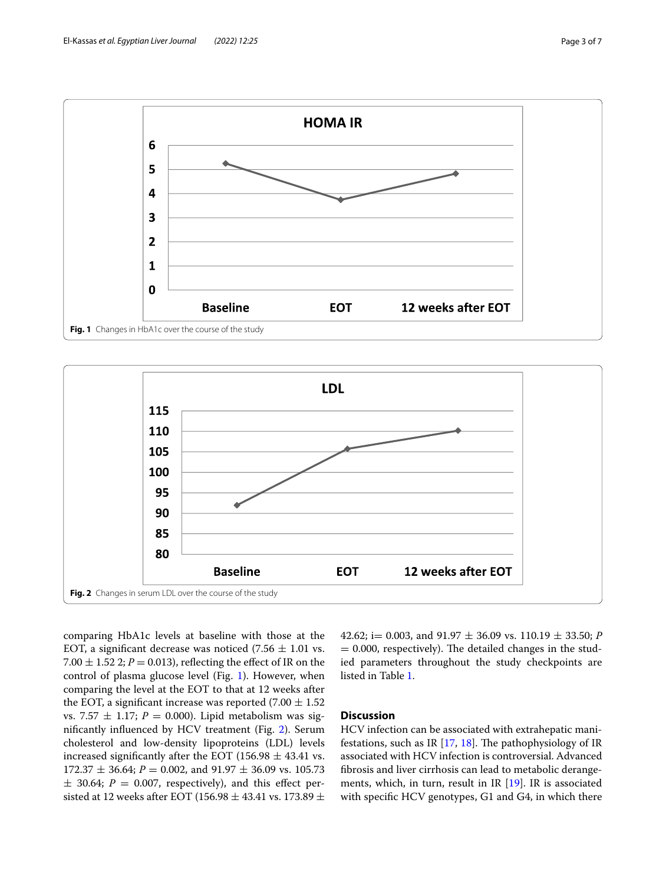HOMA IR

Fig. 1 Changes in HbA1c over the course of the study

LDL

Fig. 2 Changes in serum LDL over the course of the study

comparing HbA1c levels at baseline with those at the EOT, a significant decrease was noticed (7.56 ± 1.01 vs. 7.00 ± 1.52 2; $P = 0.013$), reflecting the effect of IR on the control of plasma glucose level (Fig. 1). However, when comparing the level at the EOT to that at 12 weeks after the EOT, a significant increase was reported (7.00 ± 1.52 vs. 7.57 ± 1.17; $P = 0.000$). Lipid metabolism was significantly influenced by HCV treatment (Fig. 2). Serum cholesterol and low-density lipoproteins (LDL) levels increased significantly after the EOT (156.98 ± 43.41 vs. 172.37 ± 36.64; $P = 0.002$, and 91.97 ± 36.09 vs. 105.73 ± 30.64; $P = 0.007$, respectively), and this effect persisted at 12 weeks after EOT (156.98 ± 43.41 vs. 173.89 ± 42.62; i= 0.003, and 91.97 ± 36.09 vs. 110.19 ± 33.50; $P = 0.000$, respectively). The detailed changes in the studied parameters throughout the study checkpoints are listed in Table 1.

## Discussion

HCV infection can be associated with extrahepatic manifestations, such as IR [17, 18]. The pathophysiology of IR associated with HCV infection is controversial. Advanced fibrosis and liver cirrhosis can lead to metabolic derangements, which, in turn, result in IR [19]. IR is associated with specific HCV genotypes, G1 and G4, in which there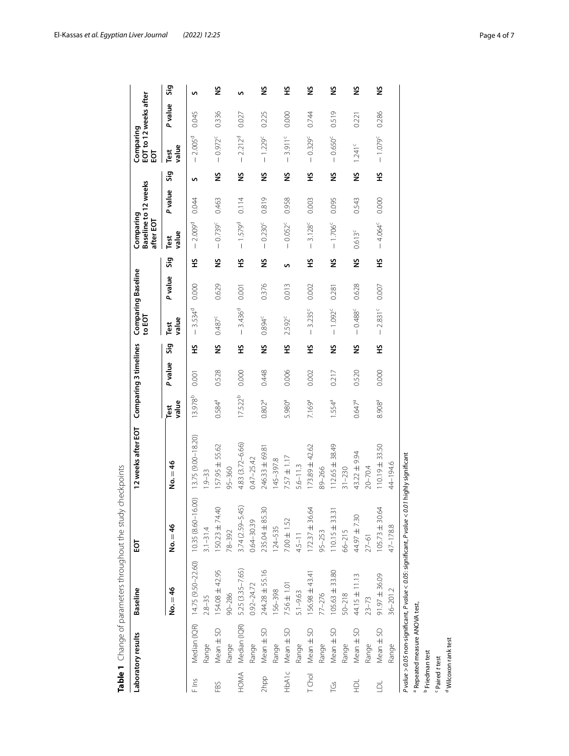**Table 1** Change of parameters throughout the study checkpoints

| Laboratory results | | Baseline | EOT | 12 weeks after EOT | Comparing 3 timelines | | | Comparing Baseline to EOT | | | Comparing Baseline to 12 weeks after EOT | | | Comparing EOT to 12 weeks after EOT | | |
|---|---|---|---|---|---|---|---|---|---|---|---|---|---|---|---|---|
| | | No. = 46 | No. = 46 | No. = 46 | Test value | P value | Sig | Test value | P value | Sig | Test value | P value | Sig | Test value | P value | Sig |
| F Ins | Median (IQR) | 14.75 (9.50–22.60) | 10.35 (8.60–16.00) | 13.75 (9.00–18.20) | 13.978[b] | 0.001 | HS | −3.534[d] | 0.000 | HS | −2.009[d] | 0.044 | S | −2.005[d] | 0.045 | S |
| | Range | 2.8–35 | 3.1–31.4 | 1.9–33 | | | | | | | | | | | | |
| FBS | Mean ± SD | 154.08 ± 42.95 | 150.23 ± 74.40 | 157.95 ± 55.62 | 0.584[a] | 0.528 | NS | 0.487[c] | 0.629 | NS | −0.739[c] | 0.463 | NS | −0.972[c] | 0.336 | NS |
| | Range | 90–286 | 78–392 | 95–360 | | | | | | | | | | | | |
| HOMA | Median (IQR) | 5.25 (3.35–7.65) | 3.74 (2.59–5.45) | 4.83 (3.72–6.66) | 17.522[b] | 0.000 | HS | −3.436[d] | 0.001 | HS | −1.579[d] | 0.114 | NS | −2.212[d] | 0.027 | S |
| | Range | 0.92–24.72 | 0.64–30.39 | 0.47–25.42 | | | | | | | | | | | | |
| 2hpp | Mean ± SD | 244.28 ± 55.16 | 235.04 ± 85.30 | 246.33 ± 69.81 | 0.802[a] | 0.448 | NS | 0.894[c] | 0.376 | NS | −0.230[c] | 0.819 | NS | −1.229[c] | 0.225 | NS |
| | Range | 156–398 | 124–535 | 145–397.8 | | | | | | | | | | | | |
| HbA1c | Mean ± SD | 7.56 ± 1.01 | 7.00 ± 1.52 | 7.57 ± 1.17 | 5.980[a] | 0.006 | HS | 2.592[c] | 0.013 | S | −0.052[c] | 0.958 | NS | −3.911[c] | 0.000 | HS |
| | Range | 5.1–9.63 | 4.5–11 | 5.6–11.3 | | | | | | | | | | | | |
| T Chol | Mean ± SD | 156.98 ± 43.41 | 172.37 ± 36.64 | 173.89 ± 42.62 | 7.169[a] | 0.002 | HS | −3.235[c] | 0.002 | HS | −3.128[c] | 0.003 | HS | −0.329[c] | 0.744 | NS |
| | Range | 77–276 | 95–253 | 89–266 | | | | | | | | | | | | |
| TGs | Mean ± SD | 105.63 ± 33.80 | 110.15 ± 33.31 | 112.65 ± 38.49 | 1.554[a] | 0.217 | NS | −1.092[c] | 0.281 | NS | −1.706[c] | 0.095 | NS | −0.650[c] | 0.519 | NS |
| | Range | 50–218 | 66–215 | 31–230 | | | | | | | | | | | | |
| HDL | Mean ± SD | 44.15 ± 11.13 | 44.97 ± 7.30 | 43.22 ± 9.94 | 0.647[a] | 0.520 | NS | −0.488[c] | 0.628 | NS | 0.613[c] | 0.543 | NS | 1.241[c] | 0.221 | NS |
| | Range | 23–73 | 27–61 | 20–70.4 | | | | | | | | | | | | |
| LDL | Mean ± SD | 91.97 ± 36.09 | 105.73 ± 30.64 | 110.19 ± 33.50 | 8.908[a] | 0.000 | HS | −2.831[c] | 0.007 | HS | −4.064[c] | 0.000 | HS | −1.079[c] | 0.286 | NS |
| | Range | 36–201.2 | 47–178.8 | 44–194.6 | | | | | | | | | | | | |

*P value > 0.05* non-significant, *P value < 0.05*: significant, *P value < 0.01* highly significant

[a] Repeated measure ANOVA test,

[b] Friedman test

[c] Paired *t* test

[d] Wilcoxon rank test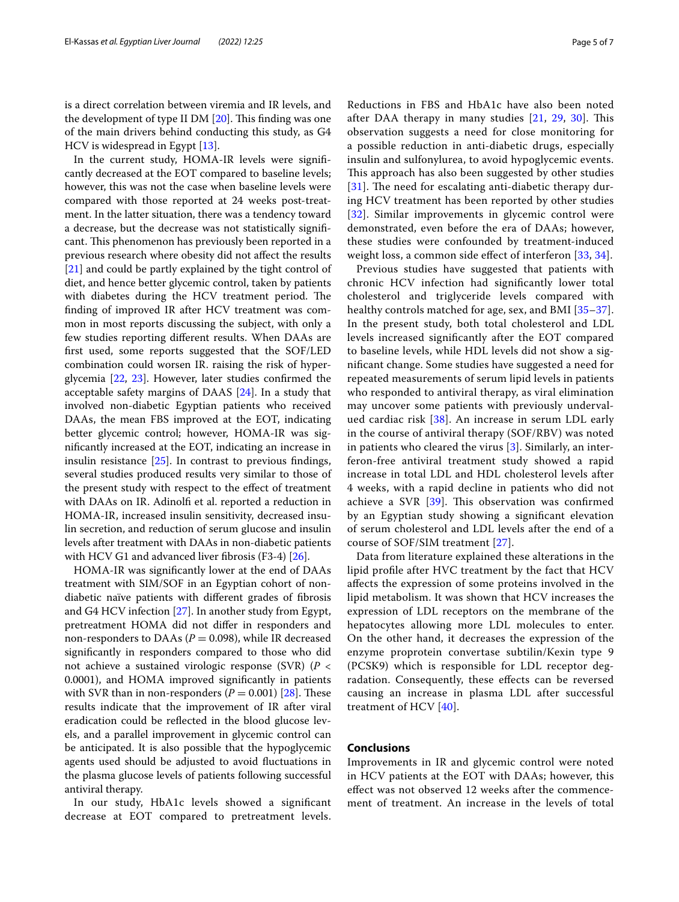is a direct correlation between viremia and IR levels, and the development of type II DM [20]. This finding was one of the main drivers behind conducting this study, as G4 HCV is widespread in Egypt [13].

In the current study, HOMA-IR levels were significantly decreased at the EOT compared to baseline levels; however, this was not the case when baseline levels were compared with those reported at 24 weeks post-treatment. In the latter situation, there was a tendency toward a decrease, but the decrease was not statistically significant. This phenomenon has previously been reported in a previous research where obesity did not affect the results [21] and could be partly explained by the tight control of diet, and hence better glycemic control, taken by patients with diabetes during the HCV treatment period. The finding of improved IR after HCV treatment was common in most reports discussing the subject, with only a few studies reporting different results. When DAAs are first used, some reports suggested that the SOF/LED combination could worsen IR. raising the risk of hyperglycemia [22, 23]. However, later studies confirmed the acceptable safety margins of DAAS [24]. In a study that involved non-diabetic Egyptian patients who received DAAs, the mean FBS improved at the EOT, indicating better glycemic control; however, HOMA-IR was significantly increased at the EOT, indicating an increase in insulin resistance [25]. In contrast to previous findings, several studies produced results very similar to those of the present study with respect to the effect of treatment with DAAs on IR. Adinolfi et al. reported a reduction in HOMA-IR, increased insulin sensitivity, decreased insulin secretion, and reduction of serum glucose and insulin levels after treatment with DAAs in non-diabetic patients with HCV G1 and advanced liver fibrosis (F3-4) [26].

HOMA-IR was significantly lower at the end of DAAs treatment with SIM/SOF in an Egyptian cohort of non-diabetic naïve patients with different grades of fibrosis and G4 HCV infection [27]. In another study from Egypt, pretreatment HOMA did not differ in responders and non-responders to DAAs ($P = 0.098$), while IR decreased significantly in responders compared to those who did not achieve a sustained virologic response (SVR) ($P <$ 0.0001), and HOMA improved significantly in patients with SVR than in non-responders ($P = 0.001$) [28]. These results indicate that the improvement of IR after viral eradication could be reflected in the blood glucose levels, and a parallel improvement in glycemic control can be anticipated. It is also possible that the hypoglycemic agents used should be adjusted to avoid fluctuations in the plasma glucose levels of patients following successful antiviral therapy.

In our study, HbA1c levels showed a significant decrease at EOT compared to pretreatment levels. Reductions in FBS and HbA1c have also been noted after DAA therapy in many studies [21, 29, 30]. This observation suggests a need for close monitoring for a possible reduction in anti-diabetic drugs, especially insulin and sulfonylurea, to avoid hypoglycemic events. This approach has also been suggested by other studies [31]. The need for escalating anti-diabetic therapy during HCV treatment has been reported by other studies [32]. Similar improvements in glycemic control were demonstrated, even before the era of DAAs; however, these studies were confounded by treatment-induced weight loss, a common side effect of interferon [33, 34].

Previous studies have suggested that patients with chronic HCV infection had significantly lower total cholesterol and triglyceride levels compared with healthy controls matched for age, sex, and BMI [35–37]. In the present study, both total cholesterol and LDL levels increased significantly after the EOT compared to baseline levels, while HDL levels did not show a significant change. Some studies have suggested a need for repeated measurements of serum lipid levels in patients who responded to antiviral therapy, as viral elimination may uncover some patients with previously undervalued cardiac risk [38]. An increase in serum LDL early in the course of antiviral therapy (SOF/RBV) was noted in patients who cleared the virus [3]. Similarly, an interferon-free antiviral treatment study showed a rapid increase in total LDL and HDL cholesterol levels after 4 weeks, with a rapid decline in patients who did not achieve a SVR [39]. This observation was confirmed by an Egyptian study showing a significant elevation of serum cholesterol and LDL levels after the end of a course of SOF/SIM treatment [27].

Data from literature explained these alterations in the lipid profile after HVC treatment by the fact that HCV affects the expression of some proteins involved in the lipid metabolism. It was shown that HCV increases the expression of LDL receptors on the membrane of the hepatocytes allowing more LDL molecules to enter. On the other hand, it decreases the expression of the enzyme proprotein convertase subtilin/Kexin type 9 (PCSK9) which is responsible for LDL receptor degradation. Consequently, these effects can be reversed causing an increase in plasma LDL after successful treatment of HCV [40].

## Conclusions

Improvements in IR and glycemic control were noted in HCV patients at the EOT with DAAs; however, this effect was not observed 12 weeks after the commencement of treatment. An increase in the levels of total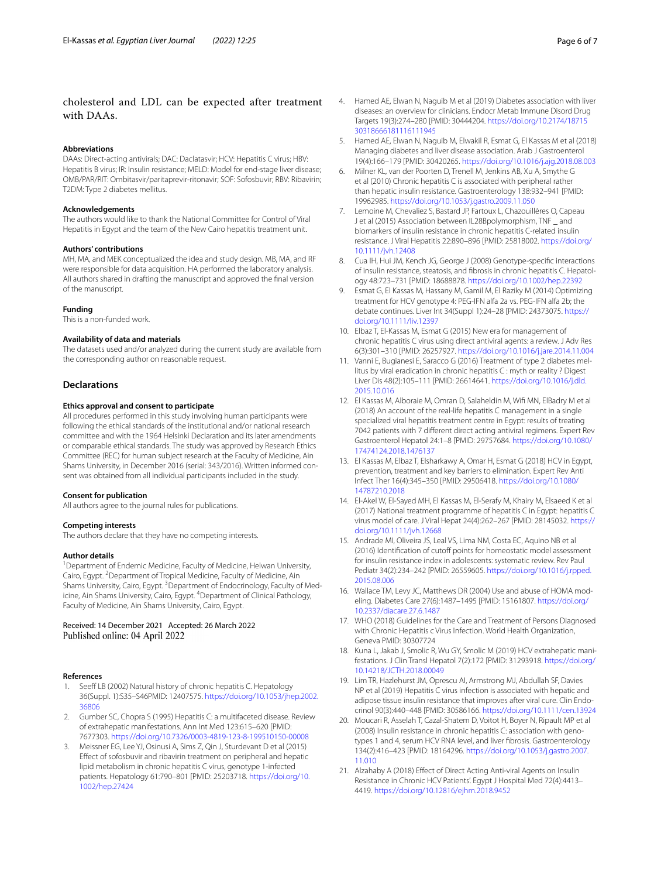cholesterol and LDL can be expected after treatment with DAAs.

### Abbreviations

DAAs: Direct-acting antivirals; DAC: Daclatasvir; HCV: Hepatitis C virus; HBV: Hepatitis B virus; IR: Insulin resistance; MELD: Model for end-stage liver disease; OMB/PAR/RIT: Ombitasvir/paritaprevir-ritonavir; SOF: Sofosbuvir; RBV: Ribavirin; T2DM: Type 2 diabetes mellitus.

### Acknowledgements

The authors would like to thank the National Committee for Control of Viral Hepatitis in Egypt and the team of the New Cairo hepatitis treatment unit.

### Authors' contributions

MH, MA, and MEK conceptualized the idea and study design. MB, MA, and RF were responsible for data acquisition. HA performed the laboratory analysis. All authors shared in drafting the manuscript and approved the final version of the manuscript.

### Funding

This is a non-funded work.

### Availability of data and materials

The datasets used and/or analyzed during the current study are available from the corresponding author on reasonable request.

## Declarations

### Ethics approval and consent to participate

All procedures performed in this study involving human participants were following the ethical standards of the institutional and/or national research committee and with the 1964 Helsinki Declaration and its later amendments or comparable ethical standards. The study was approved by Research Ethics Committee (REC) for human subject research at the Faculty of Medicine, Ain Shams University, in December 2016 (serial: 343/2016). Written informed consent was obtained from all individual participants included in the study.

### Consent for publication

All authors agree to the journal rules for publications.

### Competing interests

The authors declare that they have no competing interests.

### Author details

[1]Department of Endemic Medicine, Faculty of Medicine, Helwan University, Cairo, Egypt. [2]Department of Tropical Medicine, Faculty of Medicine, Ain Shams University, Cairo, Egypt. [3]Department of Endocrinology, Faculty of Medicine, Ain Shams University, Cairo, Egypt. [4]Department of Clinical Pathology, Faculty of Medicine, Ain Shams University, Cairo, Egypt.

Received: 14 December 2021 Accepted: 26 March 2022
Published online: 04 April 2022

### References

1. Seeff LB (2002) Natural history of chronic hepatitis C. Hepatology 36(Suppl. 1):S35–S46PMID: 12407575. https://doi.org/10.1053/jhep.2002.36806
2. Gumber SC, Chopra S (1995) Hepatitis C: a multifaceted disease. Review of extrahepatic manifestations. Ann Int Med 123:615–620 [PMID: 7677303. https://doi.org/10.7326/0003-4819-123-8-199510150-00008
3. Meissner EG, Lee YJ, Osinusi A, Sims Z, Qin J, Sturdevant D et al (2015) Effect of sofosbuvir and ribavirin treatment on peripheral and hepatic lipid metabolism in chronic hepatitis C virus, genotype 1-infected patients. Hepatology 61:790–801 [PMID: 25203718. https://doi.org/10.1002/hep.27424
4. Hamed AE, Elwan N, Naguib M et al (2019) Diabetes association with liver diseases: an overview for clinicians. Endocr Metab Immune Disord Drug Targets 19(3):274–280 [PMID: 30444204. https://doi.org/10.2174/1871530318666181116111945
5. Hamed AE, Elwan N, Naguib M, Elwakil R, Esmat G, El Kassas M et al (2018) Managing diabetes and liver disease association. Arab J Gastroenterol 19(4):166–179 [PMID: 30420265. https://doi.org/10.1016/j.ajg.2018.08.003
6. Milner KL, van der Poorten D, Trenell M, Jenkins AB, Xu A, Smythe G et al (2010) Chronic hepatitis C is associated with peripheral rather than hepatic insulin resistance. Gastroenterology 138:932–941 [PMID: 19962985. https://doi.org/10.1053/j.gastro.2009.11.050
7. Lemoine M, Chevaliez S, Bastard JP, Fartoux L, Chazouillères O, Capeau J et al (2015) Association between IL28Bpolymorphism, TNF _ and biomarkers of insulin resistance in chronic hepatitis C-related insulin resistance. J Viral Hepatitis 22:890–896 [PMID: 25818002. https://doi.org/10.1111/jvh.12408
8. Cua IH, Hui JM, Kench JG, George J (2008) Genotype-specific interactions of insulin resistance, steatosis, and fibrosis in chronic hepatitis C. Hepatology 48:723–731 [PMID: 18688878. https://doi.org/10.1002/hep.22392
9. Esmat G, El Kassas M, Hassany M, Gamil M, El Raziky M (2014) Optimizing treatment for HCV genotype 4: PEG-IFN alfa 2a vs. PEG-IFN alfa 2b; the debate continues. Liver Int 34(Suppl 1):24–28 [PMID: 24373075. https://doi.org/10.1111/liv.12397
10. Elbaz T, El-Kassas M, Esmat G (2015) New era for management of chronic hepatitis C virus using direct antiviral agents: a review. J Adv Res 6(3):301–310 [PMID: 26257927. https://doi.org/10.1016/j.jare.2014.11.004
11. Vanni E, Bugianesi E, Saracco G (2016) Treatment of type 2 diabetes mellitus by viral eradication in chronic hepatitis C : myth or reality ? Digest Liver Dis 48(2):105–111 [PMID: 26614641. https://doi.org/10.1016/j.dld.2015.10.016
12. El Kassas M, Alboraie M, Omran D, Salaheldin M, Wifi MN, ElBadry M et al (2018) An account of the real-life hepatitis C management in a single specialized viral hepatitis treatment centre in Egypt: results of treating 7042 patients with 7 different direct acting antiviral regimens. Expert Rev Gastroenterol Hepatol 24:1–8 [PMID: 29757684. https://doi.org/10.1080/17474124.2018.1476137
13. El Kassas M, Elbaz T, Elsharkawy A, Omar H, Esmat G (2018) HCV in Egypt, prevention, treatment and key barriers to elimination. Expert Rev Anti Infect Ther 16(4):345–350 [PMID: 29506418. https://doi.org/10.1080/14787210.2018
14. El-Akel W, El-Sayed MH, El Kassas M, El-Serafy M, Khairy M, Elsaeed K et al (2017) National treatment programme of hepatitis C in Egypt: hepatitis C virus model of care. J Viral Hepat 24(4):262–267 [PMID: 28145032. https://doi.org/10.1111/jvh.12668
15. Andrade MI, Oliveira JS, Leal VS, Lima NM, Costa EC, Aquino NB et al (2016) Identification of cutoff points for homeostatic model assessment for insulin resistance index in adolescents: systematic review. Rev Paul Pediatr 34(2):234–242 [PMID: 26559605. https://doi.org/10.1016/j.rpped.2015.08.006
16. Wallace TM, Levy JC, Matthews DR (2004) Use and abuse of HOMA modeling. Diabetes Care 27(6):1487–1495 [PMID: 15161807. https://doi.org/10.2337/diacare.27.6.1487
17. WHO (2018) Guidelines for the Care and Treatment of Persons Diagnosed with Chronic Hepatitis c Virus Infection. World Health Organization, Geneva PMID: 30307724
18. Kuna L, Jakab J, Smolic R, Wu GY, Smolic M (2019) HCV extrahepatic manifestations. J Clin Transl Hepatol 7(2):172 [PMID: 31293918. https://doi.org/10.14218/JCTH.2018.00049
19. Lim TR, Hazlehurst JM, Oprescu AI, Armstrong MJ, Abdullah SF, Davies NP et al (2019) Hepatitis C virus infection is associated with hepatic and adipose tissue insulin resistance that improves after viral cure. Clin Endocrinol 90(3):440–448 [PMID: 30586166. https://doi.org/10.1111/cen.13924
20. Moucari R, Asselah T, Cazal-Shatem D, Voitot H, Boyer N, Ripault MP et al (2008) Insulin resistance in chronic hepatitis C: association with genotypes 1 and 4, serum HCV RNA level, and liver fibrosis. Gastroenterology 134(2):416–423 [PMID: 18164296. https://doi.org/10.1053/j.gastro.2007.11.010
21. Alzahaby A (2018) Effect of Direct Acting Anti-viral Agents on Insulin Resistance in Chronic HCV Patients'. Egypt J Hospital Med 72(4):4413–4419. https://doi.org/10.12816/ejhm.2018.9452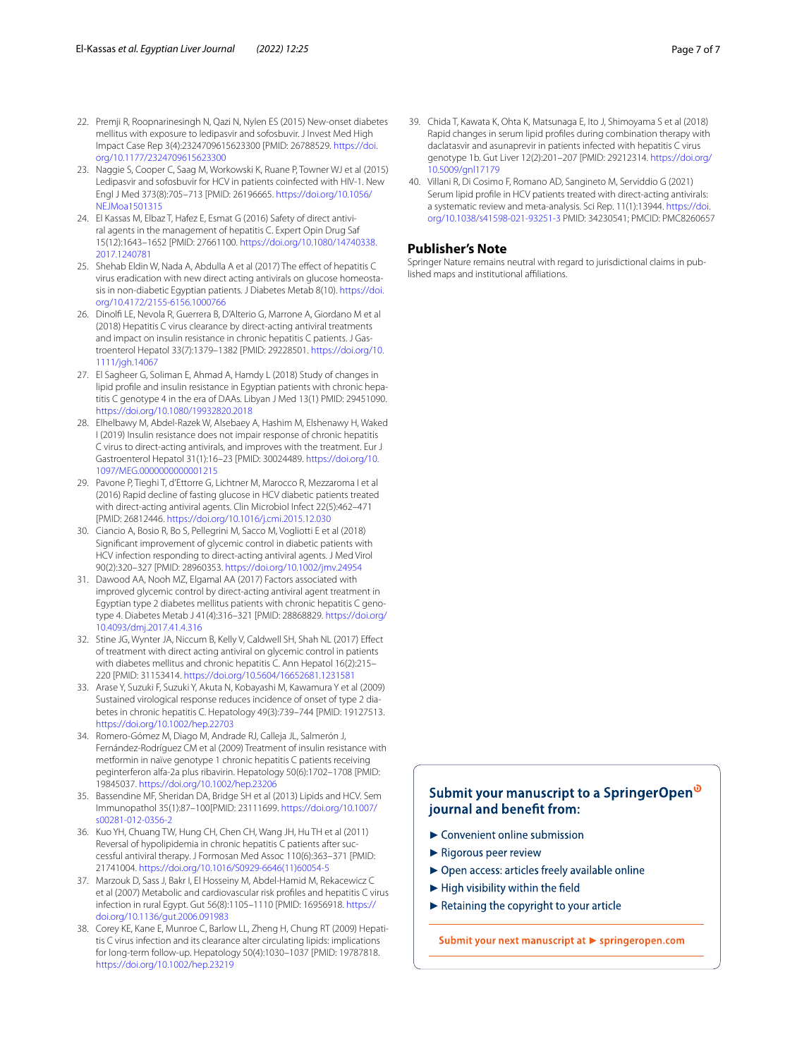22. Premji R, Roopnarinesingh N, Qazi N, Nylen ES (2015) New-onset diabetes mellitus with exposure to ledipasvir and sofosbuvir. J Invest Med High Impact Case Rep 3(4):2324709615623300 [PMID: 26788529. https://doi.org/10.1177/2324709615623300
23. Naggie S, Cooper C, Saag M, Workowski K, Ruane P, Towner WJ et al (2015) Ledipasvir and sofosbuvir for HCV in patients coinfected with HIV-1. New Engl J Med 373(8):705–713 [PMID: 26196665. https://doi.org/10.1056/NEJMoa1501315
24. El Kassas M, Elbaz T, Hafez E, Esmat G (2016) Safety of direct antiviral agents in the management of hepatitis C. Expert Opin Drug Saf 15(12):1643–1652 [PMID: 27661100. https://doi.org/10.1080/14740338.2017.1240781
25. Shehab Eldin W, Nada A, Abdulla A et al (2017) The effect of hepatitis C virus eradication with new direct acting antivirals on glucose homeostasis in non-diabetic Egyptian patients. J Diabetes Metab 8(10). https://doi.org/10.4172/2155-6156.1000766
26. Dinolfi LE, Nevola R, Guerrera B, D'Alterio G, Marrone A, Giordano M et al (2018) Hepatitis C virus clearance by direct-acting antiviral treatments and impact on insulin resistance in chronic hepatitis C patients. J Gastroenterol Hepatol 33(7):1379–1382 [PMID: 29228501. https://doi.org/10.1111/jgh.14067
27. El Sagheer G, Soliman E, Ahmad A, Hamdy L (2018) Study of changes in lipid profile and insulin resistance in Egyptian patients with chronic hepatitis C genotype 4 in the era of DAAs. Libyan J Med 13(1) PMID: 29451090. https://doi.org/10.1080/19932820.2018
28. Elhelbawy M, Abdel-Razek W, Alsebaey A, Hashim M, Elshenawy H, Waked I (2019) Insulin resistance does not impair response of chronic hepatitis C virus to direct-acting antivirals, and improves with the treatment. Eur J Gastroenterol Hepatol 31(1):16–23 [PMID: 30024489. https://doi.org/10.1097/MEG.0000000000001215
29. Pavone P, Tieghi T, d'Ettorre G, Lichtner M, Marocco R, Mezzaroma I et al (2016) Rapid decline of fasting glucose in HCV diabetic patients treated with direct-acting antiviral agents. Clin Microbiol Infect 22(5):462–471 [PMID: 26812446. https://doi.org/10.1016/j.cmi.2015.12.030
30. Ciancio A, Bosio R, Bo S, Pellegrini M, Sacco M, Vogliotti E et al (2018) Significant improvement of glycemic control in diabetic patients with HCV infection responding to direct-acting antiviral agents. J Med Virol 90(2):320–327 [PMID: 28960353. https://doi.org/10.1002/jmv.24954
31. Dawood AA, Nooh MZ, Elgamal AA (2017) Factors associated with improved glycemic control by direct-acting antiviral agent treatment in Egyptian type 2 diabetes mellitus patients with chronic hepatitis C genotype 4. Diabetes Metab J 41(4):316–321 [PMID: 28868829. https://doi.org/10.4093/dmj.2017.41.4.316
32. Stine JG, Wynter JA, Niccum B, Kelly V, Caldwell SH, Shah NL (2017) Effect of treatment with direct acting antiviral on glycemic control in patients with diabetes mellitus and chronic hepatitis C. Ann Hepatol 16(2):215–220 [PMID: 31153414. https://doi.org/10.5604/16652681.1231581
33. Arase Y, Suzuki F, Suzuki Y, Akuta N, Kobayashi M, Kawamura Y et al (2009) Sustained virological response reduces incidence of onset of type 2 diabetes in chronic hepatitis C. Hepatology 49(3):739–744 [PMID: 19127513. https://doi.org/10.1002/hep.22703
34. Romero-Gómez M, Diago M, Andrade RJ, Calleja JL, Salmerón J, Fernández-Rodríguez CM et al (2009) Treatment of insulin resistance with metformin in naïve genotype 1 chronic hepatitis C patients receiving peginterferon alfa-2a plus ribavirin. Hepatology 50(6):1702–1708 [PMID: 19845037. https://doi.org/10.1002/hep.23206
35. Bassendine MF, Sheridan DA, Bridge SH et al (2013) Lipids and HCV. Sem Immunopathol 35(1):87–100[PMID: 23111699. https://doi.org/10.1007/s00281-012-0356-2
36. Kuo YH, Chuang TW, Hung CH, Chen CH, Wang JH, Hu TH et al (2011) Reversal of hypolipidemia in chronic hepatitis C patients after successful antiviral therapy. J Formosan Med Assoc 110(6):363–371 [PMID: 21741004. https://doi.org/10.1016/S0929-6646(11)60054-5
37. Marzouk D, Sass J, Bakr I, El Hosseiny M, Abdel-Hamid M, Rekacewicz C et al (2007) Metabolic and cardiovascular risk profiles and hepatitis C virus infection in rural Egypt. Gut 56(8):1105–1110 [PMID: 16956918. https://doi.org/10.1136/gut.2006.091983
38. Corey KE, Kane E, Munroe C, Barlow LL, Zheng H, Chung RT (2009) Hepatitis C virus infection and its clearance alter circulating lipids: implications for long-term follow-up. Hepatology 50(4):1030–1037 [PMID: 19787818. https://doi.org/10.1002/hep.23219
39. Chida T, Kawata K, Ohta K, Matsunaga E, Ito J, Shimoyama S et al (2018) Rapid changes in serum lipid profiles during combination therapy with daclatasvir and asunaprevir in patients infected with hepatitis C virus genotype 1b. Gut Liver 12(2):201–207 [PMID: 29212314. https://doi.org/10.5009/gnl17179
40. Villani R, Di Cosimo F, Romano AD, Sangineto M, Serviddio G (2021) Serum lipid profile in HCV patients treated with direct-acting antivirals: a systematic review and meta-analysis. Sci Rep. 11(1):13944. https://doi.org/10.1038/s41598-021-93251-3 PMID: 34230541; PMCID: PMC8260657

## Publisher's Note

Springer Nature remains neutral with regard to jurisdictional claims in published maps and institutional affiliations.

**Submit your manuscript to a SpringerOpen journal and benefit from:**

- Convenient online submission
- Rigorous peer review
- Open access: articles freely available online
- High visibility within the field
- Retaining the copyright to your article

**Submit your next manuscript at ▶ springeropen.com**